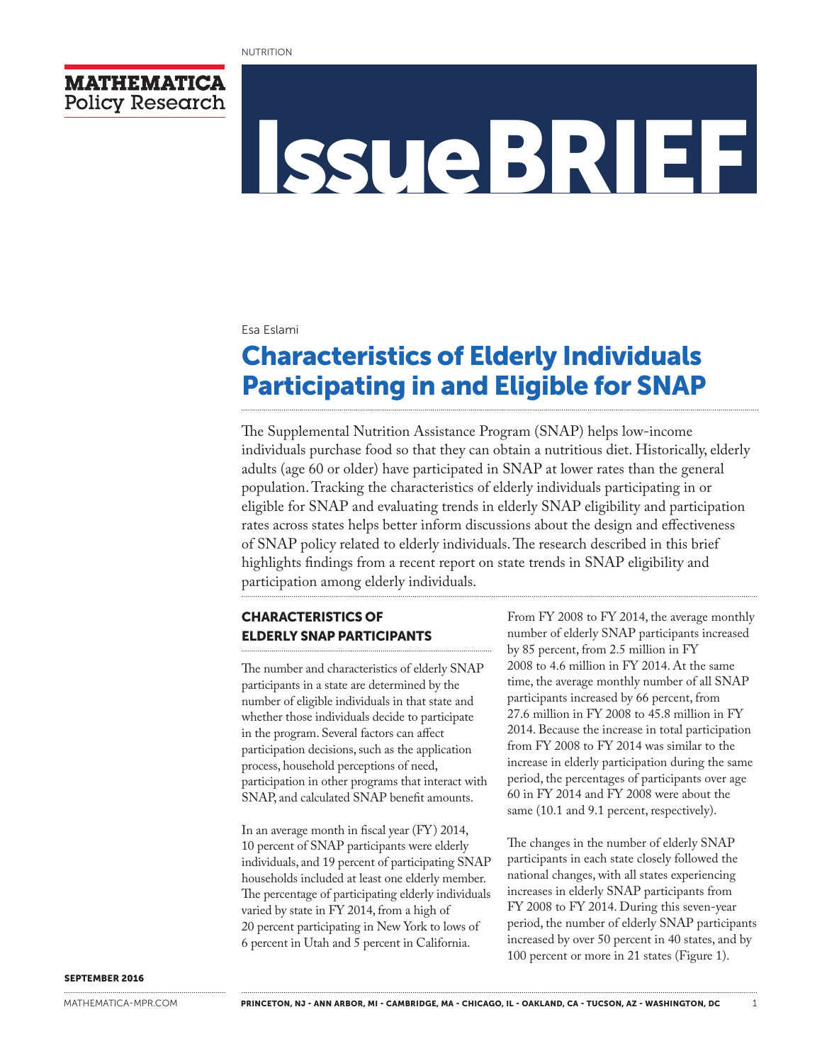NUTRITION

MATHEMATICA Policy Research

# IssueBRIEF

Esa Eslami

# Characteristics of Elderly Individuals Participating in and Eligible for SNAP

The Supplemental Nutrition Assistance Program (SNAP) helps low-income individuals purchase food so that they can obtain a nutritious diet. Historically, elderly adults (age 60 or older) have participated in SNAP at lower rates than the general population. Tracking the characteristics of elderly individuals participating in or eligible for SNAP and evaluating trends in elderly SNAP eligibility and participation rates across states helps better inform discussions about the design and effectiveness of SNAP policy related to elderly individuals. The research described in this brief highlights findings from a recent report on state trends in SNAP eligibility and participation among elderly individuals.

## CHARACTERISTICS OF ELDERLY SNAP PARTICIPANTS

The number and characteristics of elderly SNAP participants in a state are determined by the number of eligible individuals in that state and whether those individuals decide to participate in the program. Several factors can affect participation decisions, such as the application process, household perceptions of need, participation in other programs that interact with SNAP, and calculated SNAP benefit amounts.

In an average month in fiscal year (FY) 2014, 10 percent of SNAP participants were elderly individuals, and 19 percent of participating SNAP households included at least one elderly member. The percentage of participating elderly individuals varied by state in FY 2014, from a high of 20 percent participating in New York to lows of 6 percent in Utah and 5 percent in California.

From FY 2008 to FY 2014, the average monthly number of elderly SNAP participants increased by 85 percent, from 2.5 million in FY 2008 to 4.6 million in FY 2014. At the same time, the average monthly number of all SNAP participants increased by 66 percent, from 27.6 million in FY 2008 to 45.8 million in FY 2014. Because the increase in total participation from FY 2008 to FY 2014 was similar to the increase in elderly participation during the same period, the percentages of participants over age 60 in FY 2014 and FY 2008 were about the same (10.1 and 9.1 percent, respectively).

The changes in the number of elderly SNAP participants in each state closely followed the national changes, with all states experiencing increases in elderly SNAP participants from FY 2008 to FY 2014. During this seven-year period, the number of elderly SNAP participants increased by over 50 percent in 40 states, and by 100 percent or more in 21 states (Figure 1).

SEPTEMBER 2016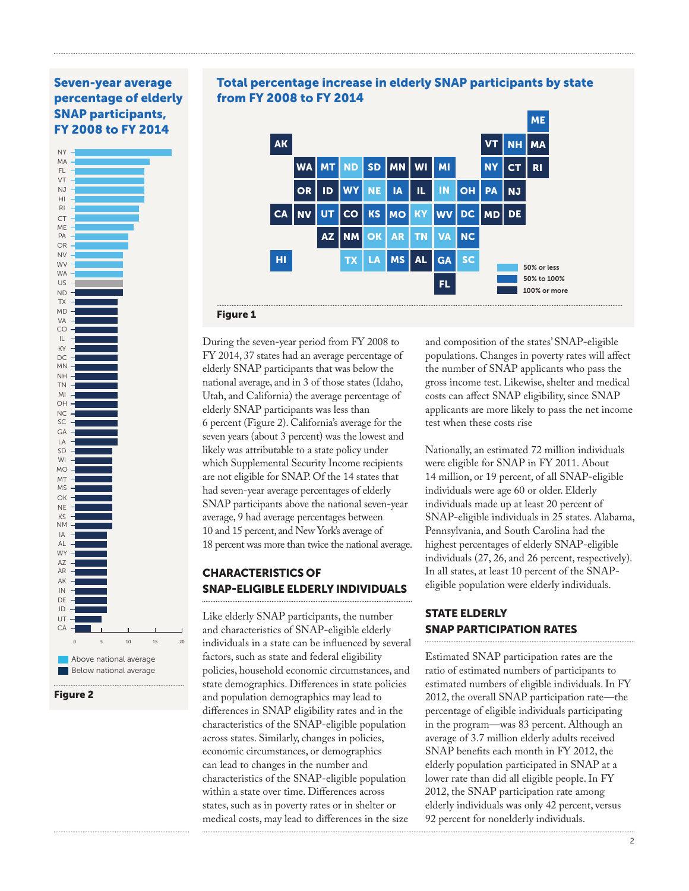## Seven-year average percentage of elderly SNAP participants, FY 2008 to FY 2014

NY, MA, FL, VT, NJ, HI, RI, CT, ME, PA, OR, NV, WV, WA, US, ND, TX, MD, VA, CO, IL, KY, DC, MN, NH, TN, MI, OH, NC, SC, GA, LA, SD, WI, MO, MT, MS, OK, NE, KS, NM, IA, AL, WY, AZ, AR, AK, IN, DE, ID, UT, CA

0 5 10 15 20

Above national average
Below national average

**Figure 2**

## Total percentage increase in elderly SNAP participants by state from FY 2008 to FY 2014

50% or less
50% to 100%
100% or more

**Figure 1**

During the seven-year period from FY 2008 to FY 2014, 37 states had an average percentage of elderly SNAP participants that was below the national average, and in 3 of those states (Idaho, Utah, and California) the average percentage of elderly SNAP participants was less than 6 percent (Figure 2). California's average for the seven years (about 3 percent) was the lowest and likely was attributable to a state policy under which Supplemental Security Income recipients are not eligible for SNAP. Of the 14 states that had seven-year average percentages of elderly SNAP participants above the national seven-year average, 9 had average percentages between 10 and 15 percent, and New York's average of 18 percent was more than twice the national average.

### CHARACTERISTICS OF SNAP-ELIGIBLE ELDERLY INDIVIDUALS

Like elderly SNAP participants, the number and characteristics of SNAP-eligible elderly individuals in a state can be influenced by several factors, such as state and federal eligibility policies, household economic circumstances, and state demographics. Differences in state policies and population demographics may lead to differences in SNAP eligibility rates and in the characteristics of the SNAP-eligible population across states. Similarly, changes in policies, economic circumstances, or demographics can lead to changes in the number and characteristics of the SNAP-eligible population within a state over time. Differences across states, such as in poverty rates or in shelter or medical costs, may lead to differences in the size and composition of the states' SNAP-eligible populations. Changes in poverty rates will affect the number of SNAP applicants who pass the gross income test. Likewise, shelter and medical costs can affect SNAP eligibility, since SNAP applicants are more likely to pass the net income test when these costs rise

Nationally, an estimated 72 million individuals were eligible for SNAP in FY 2011. About 14 million, or 19 percent, of all SNAP-eligible individuals were age 60 or older. Elderly individuals made up at least 20 percent of SNAP-eligible individuals in 25 states. Alabama, Pennsylvania, and South Carolina had the highest percentages of elderly SNAP-eligible individuals (27, 26, and 26 percent, respectively). In all states, at least 10 percent of the SNAP-eligible population were elderly individuals.

### STATE ELDERLY SNAP PARTICIPATION RATES

Estimated SNAP participation rates are the ratio of estimated numbers of participants to estimated numbers of eligible individuals. In FY 2012, the overall SNAP participation rate—the percentage of eligible individuals participating in the program—was 83 percent. Although an average of 3.7 million elderly adults received SNAP benefits each month in FY 2012, the elderly population participated in SNAP at a lower rate than did all eligible people. In FY 2012, the SNAP participation rate among elderly individuals was only 42 percent, versus 92 percent for nonelderly individuals.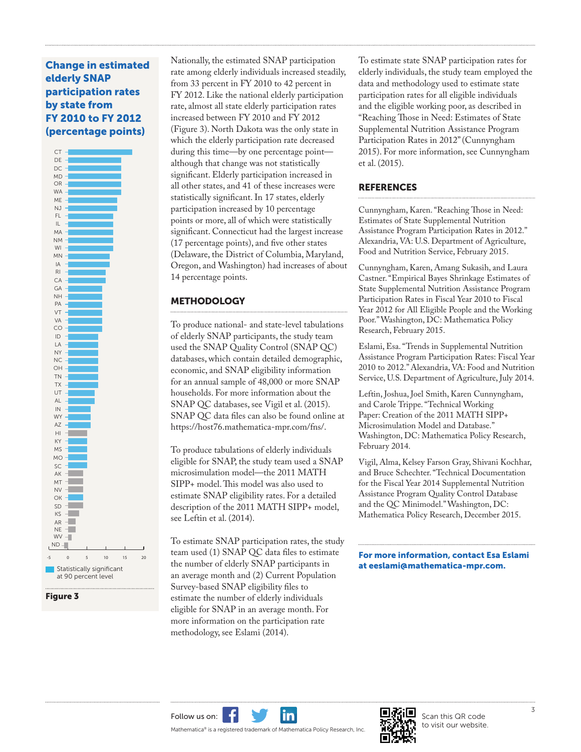## Change in estimated elderly SNAP participation rates by state from FY 2010 to FY 2012 (percentage points)

CT
DE
DC
MD
OR
WA
ME
NJ
FL
IL
MA
NM
WI
MN
IA
RI
CA
GA
NH
PA
VT
VA
CO
ID
LA
NY
NC
OH
TN
TX
UT
AL
IN
WY
AZ
HI
KY
MS
MO
SC
AK
MT
NV
OK
SD
KS
AR
NE
WV
ND

-5 0 5 10 15 20

Statistically significant at 90 percent level

**Figure 3**

Nationally, the estimated SNAP participation rate among elderly individuals increased steadily, from 33 percent in FY 2010 to 42 percent in FY 2012. Like the national elderly participation rate, almost all state elderly participation rates increased between FY 2010 and FY 2012 (Figure 3). North Dakota was the only state in which the elderly participation rate decreased during this time—by one percentage point—although that change was not statistically significant. Elderly participation increased in all other states, and 41 of these increases were statistically significant. In 17 states, elderly participation increased by 10 percentage points or more, all of which were statistically significant. Connecticut had the largest increase (17 percentage points), and five other states (Delaware, the District of Columbia, Maryland, Oregon, and Washington) had increases of about 14 percentage points.

## METHODOLOGY

To produce national- and state-level tabulations of elderly SNAP participants, the study team used the SNAP Quality Control (SNAP QC) databases, which contain detailed demographic, economic, and SNAP eligibility information for an annual sample of 48,000 or more SNAP households. For more information about the SNAP QC databases, see Vigil et al. (2015). SNAP QC data files can also be found online at https://host76.mathematica-mpr.com/fns/.

To produce tabulations of elderly individuals eligible for SNAP, the study team used a SNAP microsimulation model—the 2011 MATH SIPP+ model. This model was also used to estimate SNAP eligibility rates. For a detailed description of the 2011 MATH SIPP+ model, see Leftin et al. (2014).

To estimate SNAP participation rates, the study team used (1) SNAP QC data files to estimate the number of elderly SNAP participants in an average month and (2) Current Population Survey-based SNAP eligibility files to estimate the number of elderly individuals eligible for SNAP in an average month. For more information on the participation rate methodology, see Eslami (2014).

To estimate state SNAP participation rates for elderly individuals, the study team employed the data and methodology used to estimate state participation rates for all eligible individuals and the eligible working poor, as described in "Reaching Those in Need: Estimates of State Supplemental Nutrition Assistance Program Participation Rates in 2012" (Cunnyngham 2015). For more information, see Cunnyngham et al. (2015).

## REFERENCES

Cunnyngham, Karen. "Reaching Those in Need: Estimates of State Supplemental Nutrition Assistance Program Participation Rates in 2012." Alexandria, VA: U.S. Department of Agriculture, Food and Nutrition Service, February 2015.

Cunnyngham, Karen, Amang Sukasih, and Laura Castner. "Empirical Bayes Shrinkage Estimates of State Supplemental Nutrition Assistance Program Participation Rates in Fiscal Year 2010 to Fiscal Year 2012 for All Eligible People and the Working Poor." Washington, DC: Mathematica Policy Research, February 2015.

Eslami, Esa. "Trends in Supplemental Nutrition Assistance Program Participation Rates: Fiscal Year 2010 to 2012." Alexandria, VA: Food and Nutrition Service, U.S. Department of Agriculture, July 2014.

Leftin, Joshua, Joel Smith, Karen Cunnyngham, and Carole Trippe. "Technical Working Paper: Creation of the 2011 MATH SIPP+ Microsimulation Model and Database." Washington, DC: Mathematica Policy Research, February 2014.

Vigil, Alma, Kelsey Farson Gray, Shivani Kochhar, and Bruce Schechter. "Technical Documentation for the Fiscal Year 2014 Supplemental Nutrition Assistance Program Quality Control Database and the QC Minimodel." Washington, DC: Mathematica Policy Research, December 2015.

**For more information, contact Esa Eslami at eeslami@mathematica-mpr.com.**

Follow us on:

Mathematica® is a registered trademark of Mathematica Policy Research, Inc.

Scan this QR code to visit our website.